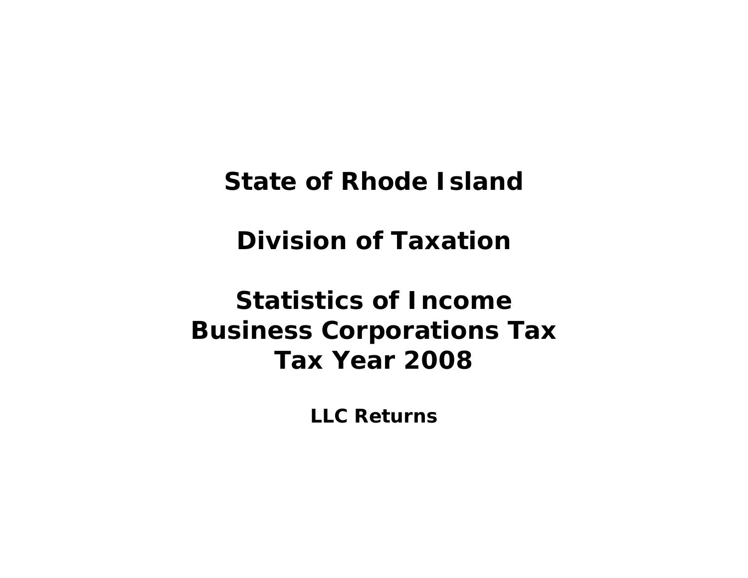# State of Rhode Island

# Division of Taxation

# Statistics of Income
# Business Corporations Tax
# Tax Year 2008

**LLC Returns**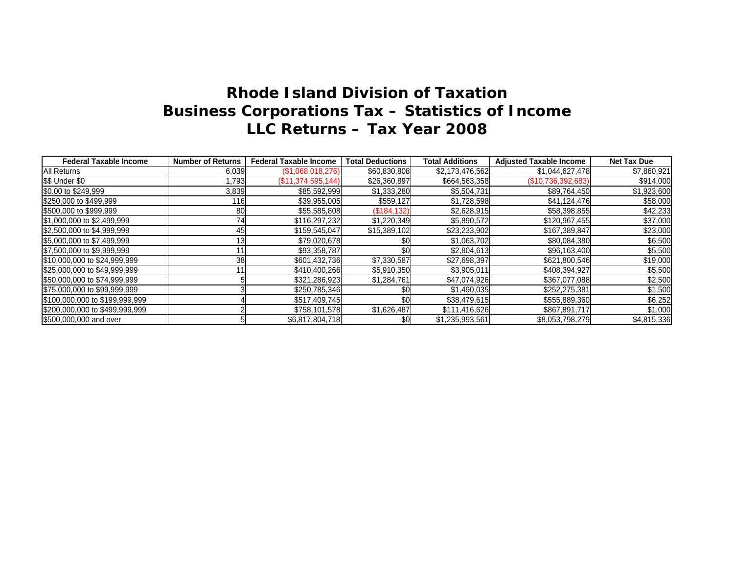# Rhode Island Division of Taxation
## Business Corporations Tax – Statistics of Income
## LLC Returns – Tax Year 2008

| Federal Taxable Income | Number of Returns | Federal Taxable Income | Total Deductions | Total Additions | Adjusted Taxable Income | Net Tax Due |
|---|---|---|---|---|---|---|
| All Returns | 6,039 | ($1,068,018,276) | $60,830,808 | $2,173,476,562 | $1,044,627,478 | $7,860,921 |
| $$ Under $0 | 1,793 | ($11,374,595,144) | $26,360,897 | $664,563,358 | ($10,736,392,683) | $914,000 |
| $0.00 to $249,999 | 3,839 | $85,592,999 | $1,333,280 | $5,504,731 | $89,764,450 | $1,923,600 |
| $250,000 to $499,999 | 116 | $39,955,005 | $559,127 | $1,728,598 | $41,124,476 | $58,000 |
| $500,000 to $999,999 | 80 | $55,585,808 | ($184,132) | $2,628,915 | $58,398,855 | $42,233 |
| $1,000,000 to $2,499,999 | 74 | $116,297,232 | $1,220,349 | $5,890,572 | $120,967,455 | $37,000 |
| $2,500,000 to $4,999,999 | 45 | $159,545,047 | $15,389,102 | $23,233,902 | $167,389,847 | $23,000 |
| $5,000,000 to $7,499,999 | 13 | $79,020,678 | $0 | $1,063,702 | $80,084,380 | $6,500 |
| $7,500,000 to $9,999,999 | 11 | $93,358,787 | $0 | $2,804,613 | $96,163,400 | $5,500 |
| $10,000,000 to $24,999,999 | 38 | $601,432,736 | $7,330,587 | $27,698,397 | $621,800,546 | $19,000 |
| $25,000,000 to $49,999,999 | 11 | $410,400,266 | $5,910,350 | $3,905,011 | $408,394,927 | $5,500 |
| $50,000,000 to $74,999,999 | 5 | $321,286,923 | $1,284,761 | $47,074,926 | $367,077,088 | $2,500 |
| $75,000,000 to $99,999,999 | 3 | $250,785,346 | $0 | $1,490,035 | $252,275,381 | $1,500 |
| $100,000,000 to $199,999,999 | 4 | $517,409,745 | $0 | $38,479,615 | $555,889,360 | $6,252 |
| $200,000,000 to $499,999,999 | 2 | $758,101,578 | $1,626,487 | $111,416,626 | $867,891,717 | $1,000 |
| $500,000,000 and over | 5 | $6,817,804,718 | $0 | $1,235,993,561 | $8,053,798,279 | $4,815,336 |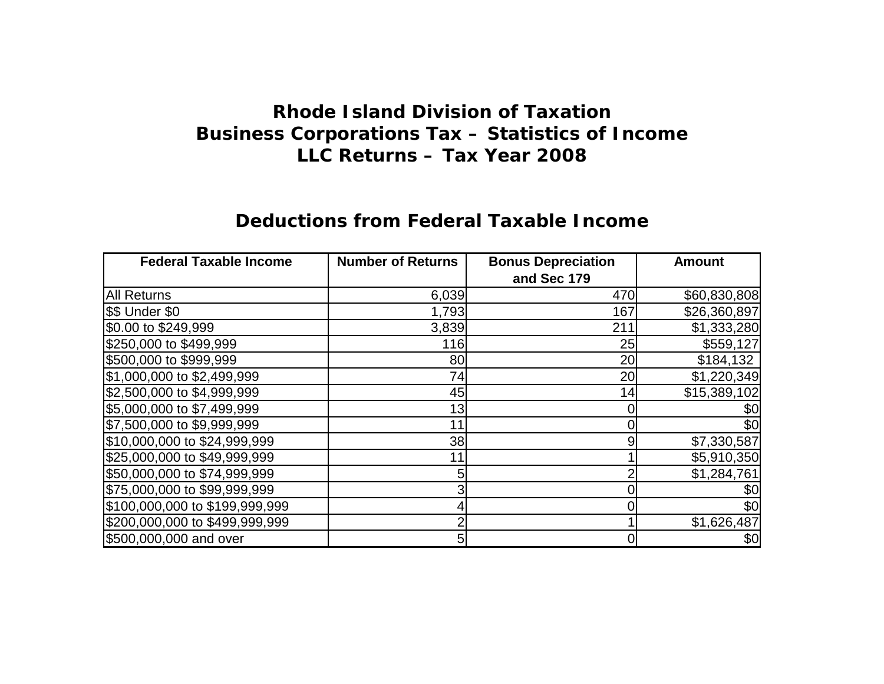# Rhode Island Division of Taxation
# Business Corporations Tax – Statistics of Income
# LLC Returns – Tax Year 2008

## Deductions from Federal Taxable Income

| Federal Taxable Income | Number of Returns | Bonus Depreciation and Sec 179 | Amount |
|---|---|---|---|
| All Returns | 6,039 | 470 | $60,830,808 |
| $$ Under $0 | 1,793 | 167 | $26,360,897 |
| $0.00 to $249,999 | 3,839 | 211 | $1,333,280 |
| $250,000 to $499,999 | 116 | 25 | $559,127 |
| $500,000 to $999,999 | 80 | 20 | $184,132 |
| $1,000,000 to $2,499,999 | 74 | 20 | $1,220,349 |
| $2,500,000 to $4,999,999 | 45 | 14 | $15,389,102 |
| $5,000,000 to $7,499,999 | 13 | 0 | $0 |
| $7,500,000 to $9,999,999 | 11 | 0 | $0 |
| $10,000,000 to $24,999,999 | 38 | 9 | $7,330,587 |
| $25,000,000 to $49,999,999 | 11 | 1 | $5,910,350 |
| $50,000,000 to $74,999,999 | 5 | 2 | $1,284,761 |
| $75,000,000 to $99,999,999 | 3 | 0 | $0 |
| $100,000,000 to $199,999,999 | 4 | 0 | $0 |
| $200,000,000 to $499,999,999 | 2 | 1 | $1,626,487 |
| $500,000,000 and over | 5 | 0 | $0 |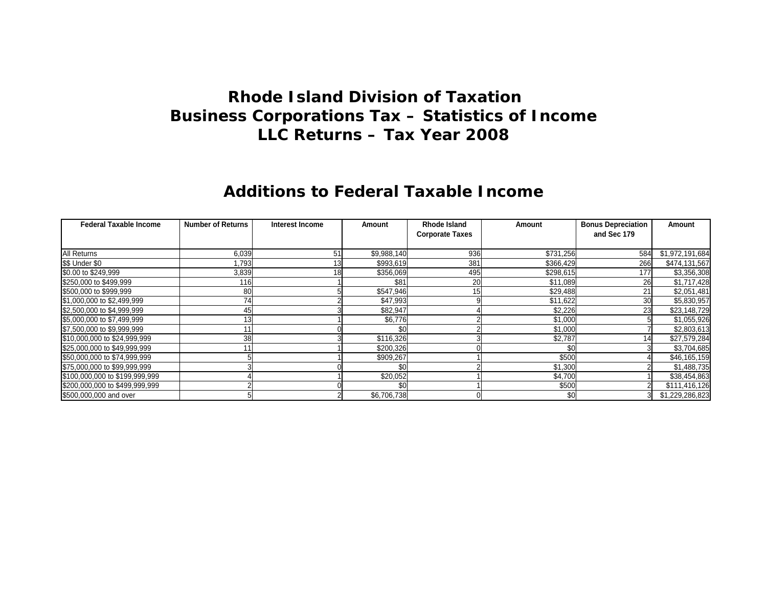# Rhode Island Division of Taxation
# Business Corporations Tax – Statistics of Income
# LLC Returns – Tax Year 2008

## Additions to Federal Taxable Income

| Federal Taxable Income | Number of Returns | Interest Income | Amount | Rhode Island Corporate Taxes | Amount | Bonus Depreciation and Sec 179 | Amount |
|---|---|---|---|---|---|---|---|
| All Returns | 6,039 | 51 | $9,988,140 | 936 | $731,256 | 584 | $1,972,191,684 |
| $$ Under $0 | 1,793 | 13 | $993,619 | 381 | $366,429 | 266 | $474,131,567 |
| $0.00 to $249,999 | 3,839 | 18 | $356,069 | 495 | $298,615 | 177 | $3,356,308 |
| $250,000 to $499,999 | 116 | 1 | $81 | 20 | $11,089 | 26 | $1,717,428 |
| $500,000 to $999,999 | 80 | 5 | $547,946 | 15 | $29,488 | 21 | $2,051,481 |
| $1,000,000 to $2,499,999 | 74 | 2 | $47,993 | 9 | $11,622 | 30 | $5,830,957 |
| $2,500,000 to $4,999,999 | 45 | 3 | $82,947 | 4 | $2,226 | 23 | $23,148,729 |
| $5,000,000 to $7,499,999 | 13 | 1 | $6,776 | 2 | $1,000 | 5 | $1,055,926 |
| $7,500,000 to $9,999,999 | 11 | 0 | $0 | 2 | $1,000 | 7 | $2,803,613 |
| $10,000,000 to $24,999,999 | 38 | 3 | $116,326 | 3 | $2,787 | 14 | $27,579,284 |
| $25,000,000 to $49,999,999 | 11 | 1 | $200,326 | 0 | $0 | 3 | $3,704,685 |
| $50,000,000 to $74,999,999 | 5 | 1 | $909,267 | 1 | $500 | 4 | $46,165,159 |
| $75,000,000 to $99,999,999 | 3 | 0 | $0 | 2 | $1,300 | 2 | $1,488,735 |
| $100,000,000 to $199,999,999 | 4 | 1 | $20,052 | 1 | $4,700 | 1 | $38,454,863 |
| $200,000,000 to $499,999,999 | 2 | 0 | $0 | 1 | $500 | 2 | $111,416,126 |
| $500,000,000 and over | 5 | 2 | $6,706,738 | 0 | $0 | 3 | $1,229,286,823 |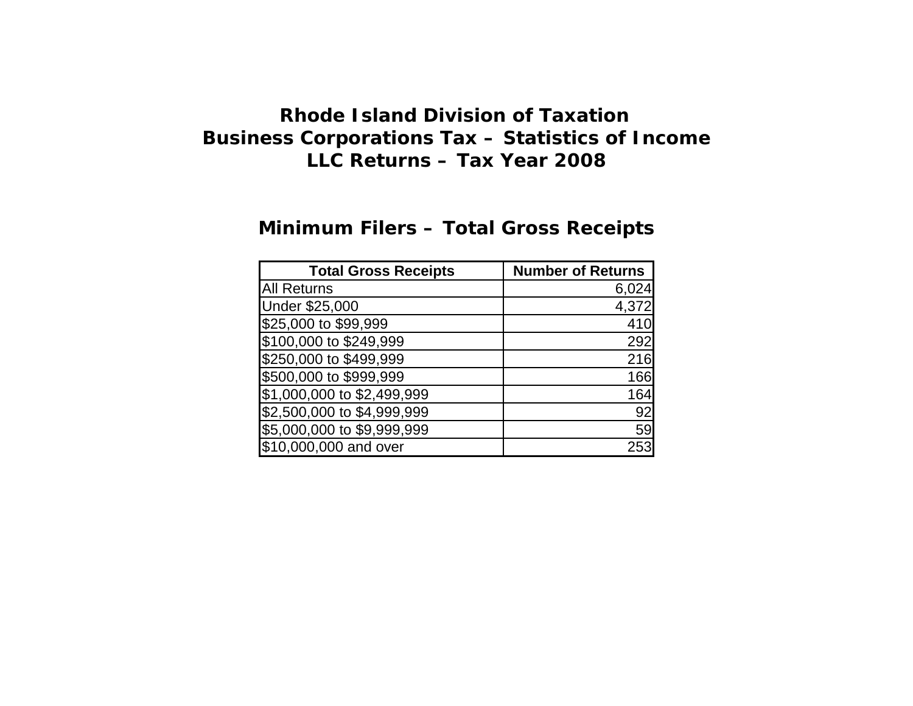# Rhode Island Division of Taxation
# Business Corporations Tax – Statistics of Income
# LLC Returns – Tax Year 2008

## Minimum Filers – Total Gross Receipts

| Total Gross Receipts | Number of Returns |
|---|---|
| All Returns | 6,024 |
| Under $25,000 | 4,372 |
| $25,000 to $99,999 | 410 |
| $100,000 to $249,999 | 292 |
| $250,000 to $499,999 | 216 |
| $500,000 to $999,999 | 166 |
| $1,000,000 to $2,499,999 | 164 |
| $2,500,000 to $4,999,999 | 92 |
| $5,000,000 to $9,999,999 | 59 |
| $10,000,000 and over | 253 |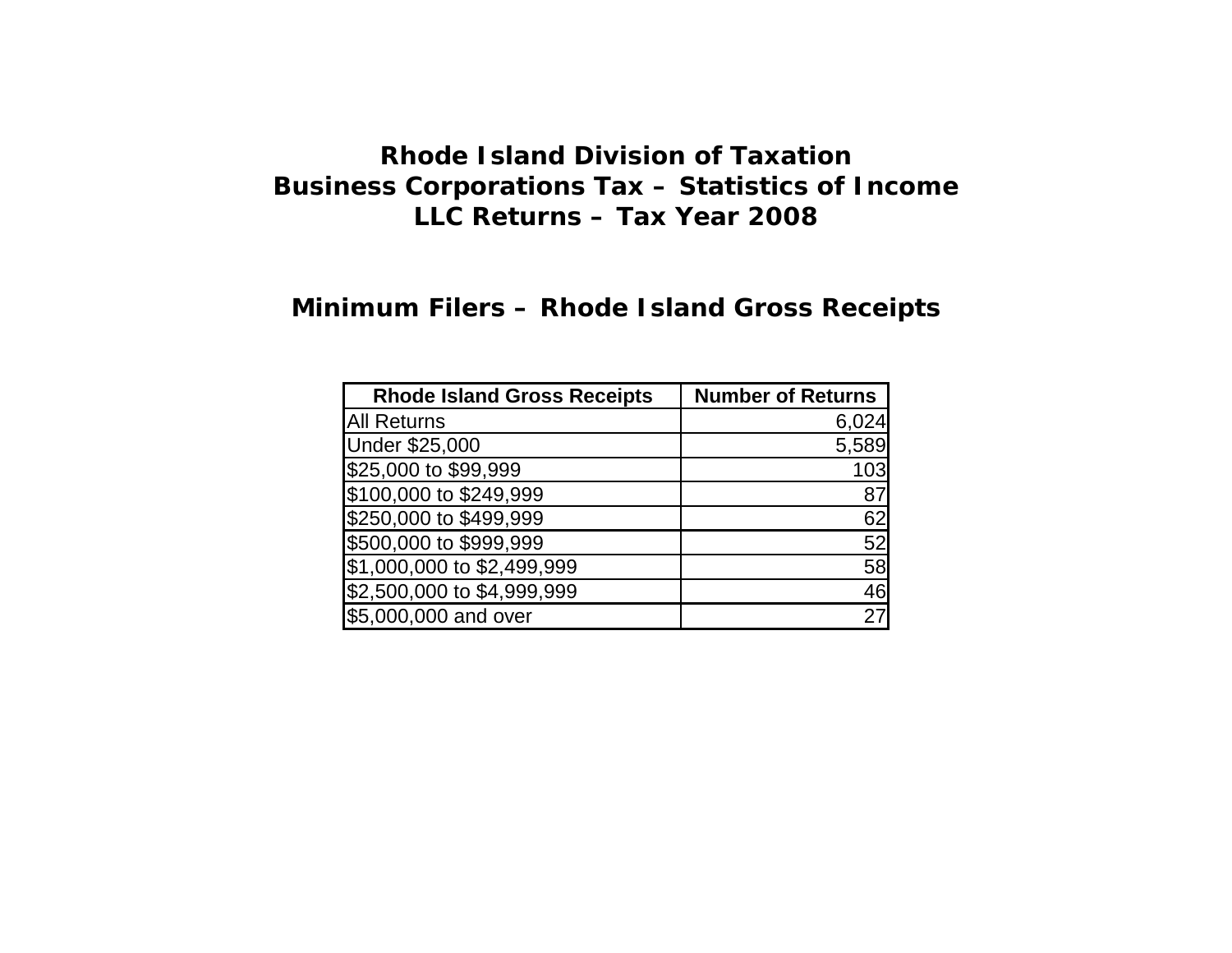# Rhode Island Division of Taxation
# Business Corporations Tax – Statistics of Income
# LLC Returns – Tax Year 2008

## Minimum Filers – Rhode Island Gross Receipts

| Rhode Island Gross Receipts | Number of Returns |
|---|---:|
| All Returns | 6,024 |
| Under $25,000 | 5,589 |
| $25,000 to $99,999 | 103 |
| $100,000 to $249,999 | 87 |
| $250,000 to $499,999 | 62 |
| $500,000 to $999,999 | 52 |
| $1,000,000 to $2,499,999 | 58 |
| $2,500,000 to $4,999,999 | 46 |
| $5,000,000 and over | 27 |